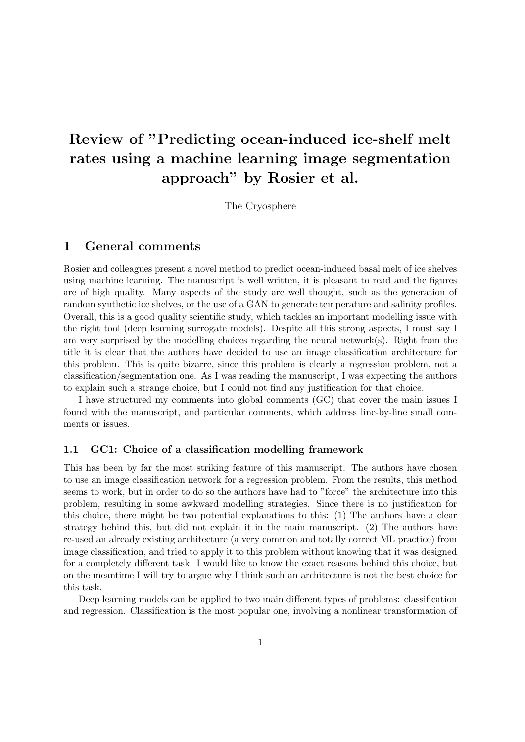# Review of "Predicting ocean-induced ice-shelf melt rates using a machine learning image segmentation approach" by Rosier et al.

The Cryosphere

## 1 General comments

Rosier and colleagues present a novel method to predict ocean-induced basal melt of ice shelves using machine learning. The manuscript is well written, it is pleasant to read and the figures are of high quality. Many aspects of the study are well thought, such as the generation of random synthetic ice shelves, or the use of a GAN to generate temperature and salinity profiles. Overall, this is a good quality scientific study, which tackles an important modelling issue with the right tool (deep learning surrogate models). Despite all this strong aspects, I must say I am very surprised by the modelling choices regarding the neural network(s). Right from the title it is clear that the authors have decided to use an image classification architecture for this problem. This is quite bizarre, since this problem is clearly a regression problem, not a classification/segmentation one. As I was reading the manuscript, I was expecting the authors to explain such a strange choice, but I could not find any justification for that choice.

I have structured my comments into global comments (GC) that cover the main issues I found with the manuscript, and particular comments, which address line-by-line small comments or issues.

### 1.1 GC1: Choice of a classification modelling framework

This has been by far the most striking feature of this manuscript. The authors have chosen to use an image classification network for a regression problem. From the results, this method seems to work, but in order to do so the authors have had to "force" the architecture into this problem, resulting in some awkward modelling strategies. Since there is no justification for this choice, there might be two potential explanations to this: (1) The authors have a clear strategy behind this, but did not explain it in the main manuscript. (2) The authors have re-used an already existing architecture (a very common and totally correct ML practice) from image classification, and tried to apply it to this problem without knowing that it was designed for a completely different task. I would like to know the exact reasons behind this choice, but on the meantime I will try to argue why I think such an architecture is not the best choice for this task.

Deep learning models can be applied to two main different types of problems: classification and regression. Classification is the most popular one, involving a nonlinear transformation of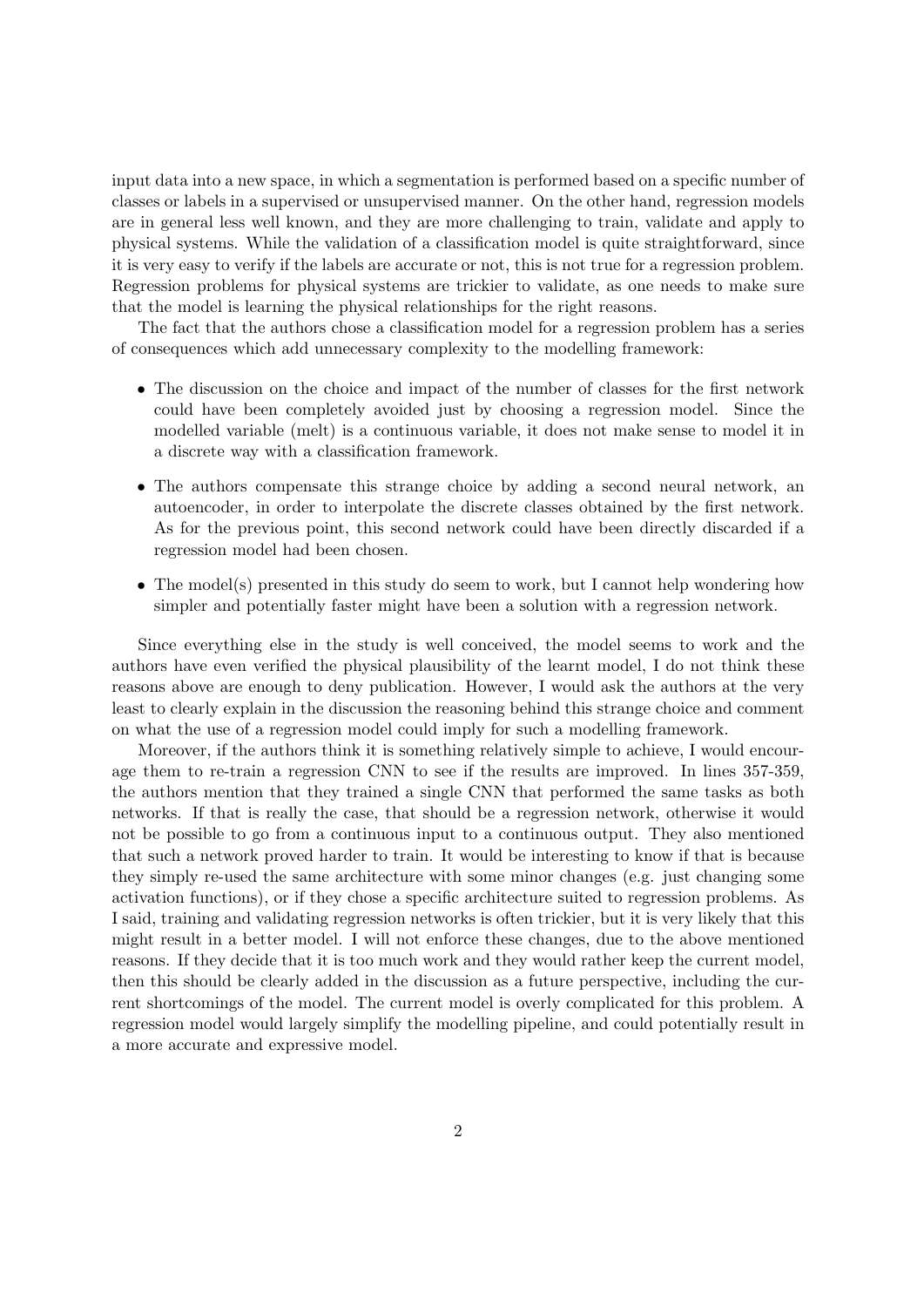input data into a new space, in which a segmentation is performed based on a specific number of classes or labels in a supervised or unsupervised manner. On the other hand, regression models are in general less well known, and they are more challenging to train, validate and apply to physical systems. While the validation of a classification model is quite straightforward, since it is very easy to verify if the labels are accurate or not, this is not true for a regression problem. Regression problems for physical systems are trickier to validate, as one needs to make sure that the model is learning the physical relationships for the right reasons.

The fact that the authors chose a classification model for a regression problem has a series of consequences which add unnecessary complexity to the modelling framework:

- The discussion on the choice and impact of the number of classes for the first network could have been completely avoided just by choosing a regression model. Since the modelled variable (melt) is a continuous variable, it does not make sense to model it in a discrete way with a classification framework.
- The authors compensate this strange choice by adding a second neural network, an autoencoder, in order to interpolate the discrete classes obtained by the first network. As for the previous point, this second network could have been directly discarded if a regression model had been chosen.
- The model(s) presented in this study do seem to work, but I cannot help wondering how simpler and potentially faster might have been a solution with a regression network.

Since everything else in the study is well conceived, the model seems to work and the authors have even verified the physical plausibility of the learnt model, I do not think these reasons above are enough to deny publication. However, I would ask the authors at the very least to clearly explain in the discussion the reasoning behind this strange choice and comment on what the use of a regression model could imply for such a modelling framework.

Moreover, if the authors think it is something relatively simple to achieve, I would encourage them to re-train a regression CNN to see if the results are improved. In lines 357-359, the authors mention that they trained a single CNN that performed the same tasks as both networks. If that is really the case, that should be a regression network, otherwise it would not be possible to go from a continuous input to a continuous output. They also mentioned that such a network proved harder to train. It would be interesting to know if that is because they simply re-used the same architecture with some minor changes (e.g. just changing some activation functions), or if they chose a specific architecture suited to regression problems. As I said, training and validating regression networks is often trickier, but it is very likely that this might result in a better model. I will not enforce these changes, due to the above mentioned reasons. If they decide that it is too much work and they would rather keep the current model, then this should be clearly added in the discussion as a future perspective, including the current shortcomings of the model. The current model is overly complicated for this problem. A regression model would largely simplify the modelling pipeline, and could potentially result in a more accurate and expressive model.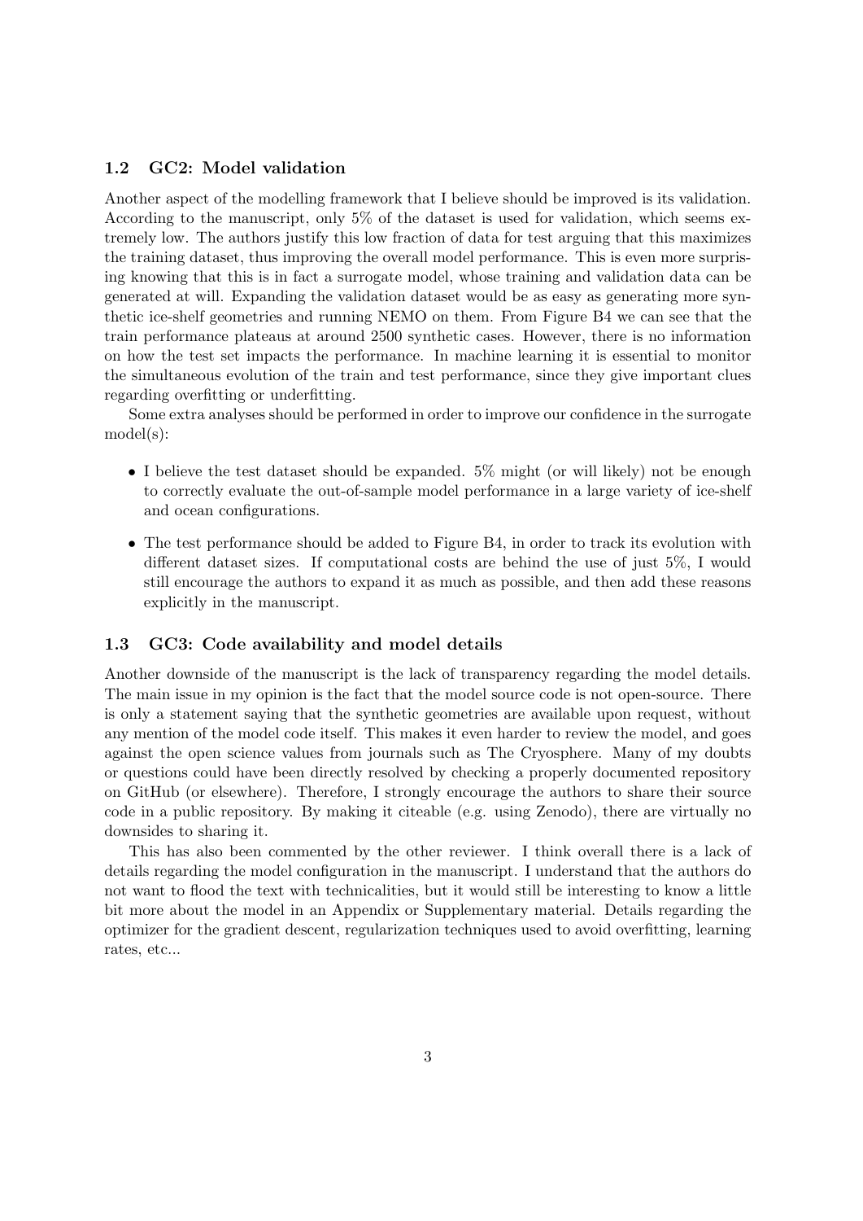### 1.2 GC2: Model validation

Another aspect of the modelling framework that I believe should be improved is its validation. According to the manuscript, only 5% of the dataset is used for validation, which seems extremely low. The authors justify this low fraction of data for test arguing that this maximizes the training dataset, thus improving the overall model performance. This is even more surprising knowing that this is in fact a surrogate model, whose training and validation data can be generated at will. Expanding the validation dataset would be as easy as generating more synthetic ice-shelf geometries and running NEMO on them. From Figure B4 we can see that the train performance plateaus at around 2500 synthetic cases. However, there is no information on how the test set impacts the performance. In machine learning it is essential to monitor the simultaneous evolution of the train and test performance, since they give important clues regarding overfitting or underfitting.

Some extra analyses should be performed in order to improve our confidence in the surrogate model(s):

- I believe the test dataset should be expanded. 5% might (or will likely) not be enough to correctly evaluate the out-of-sample model performance in a large variety of ice-shelf and ocean configurations.
- The test performance should be added to Figure B4, in order to track its evolution with different dataset sizes. If computational costs are behind the use of just 5%, I would still encourage the authors to expand it as much as possible, and then add these reasons explicitly in the manuscript.

### 1.3 GC3: Code availability and model details

Another downside of the manuscript is the lack of transparency regarding the model details. The main issue in my opinion is the fact that the model source code is not open-source. There is only a statement saying that the synthetic geometries are available upon request, without any mention of the model code itself. This makes it even harder to review the model, and goes against the open science values from journals such as The Cryosphere. Many of my doubts or questions could have been directly resolved by checking a properly documented repository on GitHub (or elsewhere). Therefore, I strongly encourage the authors to share their source code in a public repository. By making it citeable (e.g. using Zenodo), there are virtually no downsides to sharing it.

This has also been commented by the other reviewer. I think overall there is a lack of details regarding the model configuration in the manuscript. I understand that the authors do not want to flood the text with technicalities, but it would still be interesting to know a little bit more about the model in an Appendix or Supplementary material. Details regarding the optimizer for the gradient descent, regularization techniques used to avoid overfitting, learning rates, etc...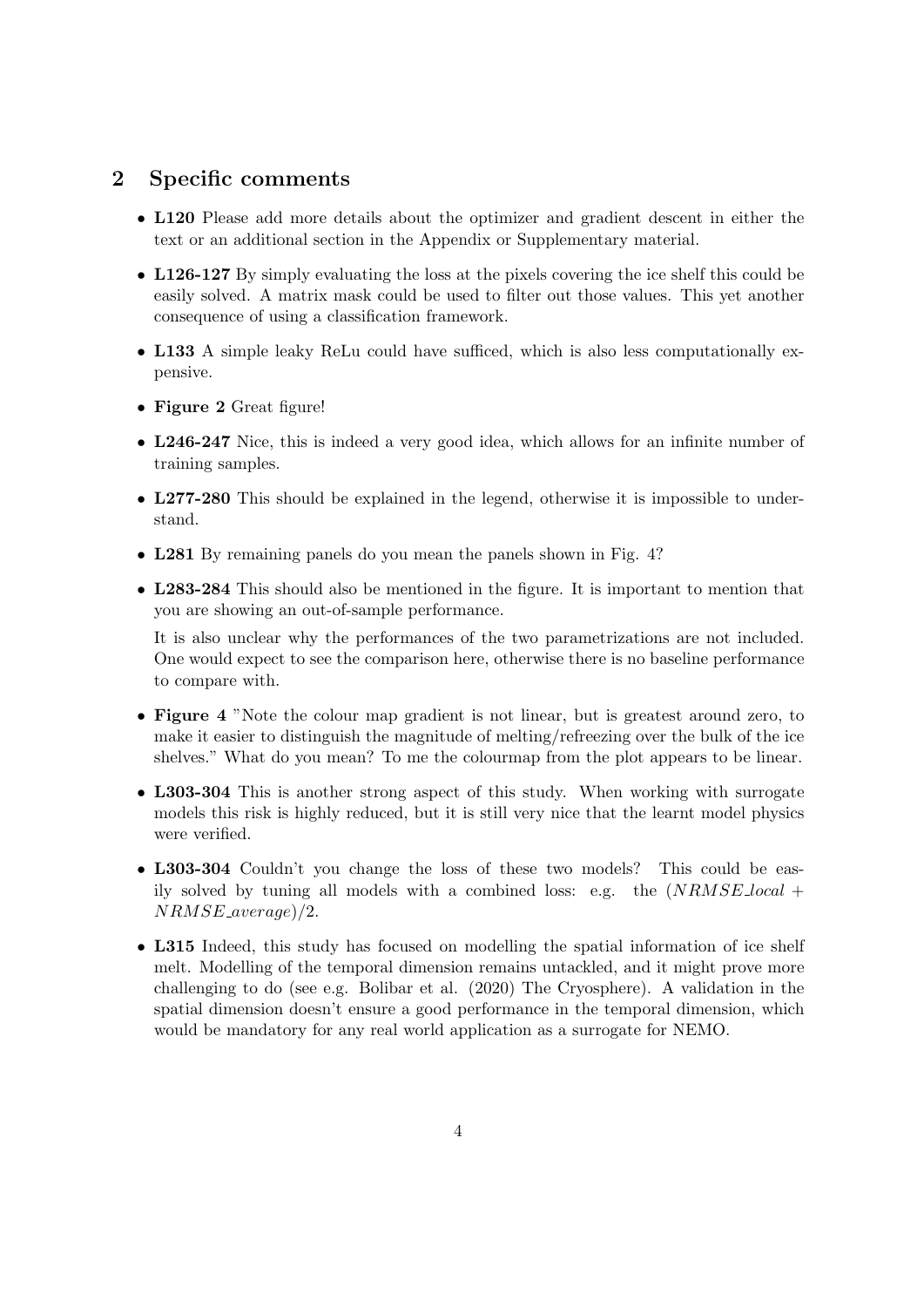## 2 Specific comments

- **L120** Please add more details about the optimizer and gradient descent in either the text or an additional section in the Appendix or Supplementary material.
- **L126-127** By simply evaluating the loss at the pixels covering the ice shelf this could be easily solved. A matrix mask could be used to filter out those values. This yet another consequence of using a classification framework.
- **L133** A simple leaky ReLu could have sufficed, which is also less computationally expensive.
- **Figure 2** Great figure!
- **L246-247** Nice, this is indeed a very good idea, which allows for an infinite number of training samples.
- **L277-280** This should be explained in the legend, otherwise it is impossible to understand.
- **L281** By remaining panels do you mean the panels shown in Fig. 4?
- **L283-284** This should also be mentioned in the figure. It is important to mention that you are showing an out-of-sample performance.

  It is also unclear why the performances of the two parametrizations are not included. One would expect to see the comparison here, otherwise there is no baseline performance to compare with.
- **Figure 4** "Note the colour map gradient is not linear, but is greatest around zero, to make it easier to distinguish the magnitude of melting/refreezing over the bulk of the ice shelves." What do you mean? To me the colourmap from the plot appears to be linear.
- **L303-304** This is another strong aspect of this study. When working with surrogate models this risk is highly reduced, but it is still very nice that the learnt model physics were verified.
- **L303-304** Couldn't you change the loss of these two models? This could be easily solved by tuning all models with a combined loss: e.g. the $(NRMSE\_local + NRMSE\_average)/2$.
- **L315** Indeed, this study has focused on modelling the spatial information of ice shelf melt. Modelling of the temporal dimension remains untackled, and it might prove more challenging to do (see e.g. Bolibar et al. (2020) The Cryosphere). A validation in the spatial dimension doesn't ensure a good performance in the temporal dimension, which would be mandatory for any real world application as a surrogate for NEMO.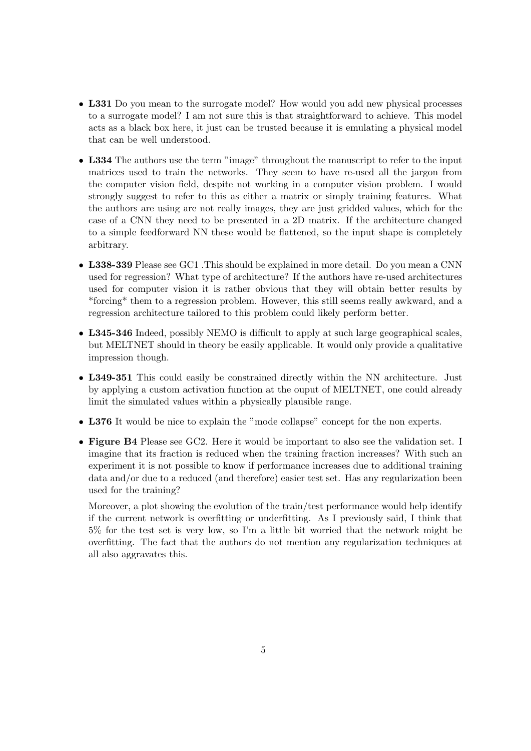- **L331** Do you mean to the surrogate model? How would you add new physical processes to a surrogate model? I am not sure this is that straightforward to achieve. This model acts as a black box here, it just can be trusted because it is emulating a physical model that can be well understood.

- **L334** The authors use the term "image" throughout the manuscript to refer to the input matrices used to train the networks. They seem to have re-used all the jargon from the computer vision field, despite not working in a computer vision problem. I would strongly suggest to refer to this as either a matrix or simply training features. What the authors are using are not really images, they are just gridded values, which for the case of a CNN they need to be presented in a 2D matrix. If the architecture changed to a simple feedforward NN these would be flattened, so the input shape is completely arbitrary.

- **L338-339** Please see GC1 .This should be explained in more detail. Do you mean a CNN used for regression? What type of architecture? If the authors have re-used architectures used for computer vision it is rather obvious that they will obtain better results by *forcing* them to a regression problem. However, this still seems really awkward, and a regression architecture tailored to this problem could likely perform better.

- **L345-346** Indeed, possibly NEMO is difficult to apply at such large geographical scales, but MELTNET should in theory be easily applicable. It would only provide a qualitative impression though.

- **L349-351** This could easily be constrained directly within the NN architecture. Just by applying a custom activation function at the ouput of MELTNET, one could already limit the simulated values within a physically plausible range.

- **L376** It would be nice to explain the "mode collapse" concept for the non experts.

- **Figure B4** Please see GC2. Here it would be important to also see the validation set. I imagine that its fraction is reduced when the training fraction increases? With such an experiment it is not possible to know if performance increases due to additional training data and/or due to a reduced (and therefore) easier test set. Has any regularization been used for the training?

  Moreover, a plot showing the evolution of the train/test performance would help identify if the current network is overfitting or underfitting. As I previously said, I think that 5% for the test set is very low, so I'm a little bit worried that the network might be overfitting. The fact that the authors do not mention any regularization techniques at all also aggravates this.